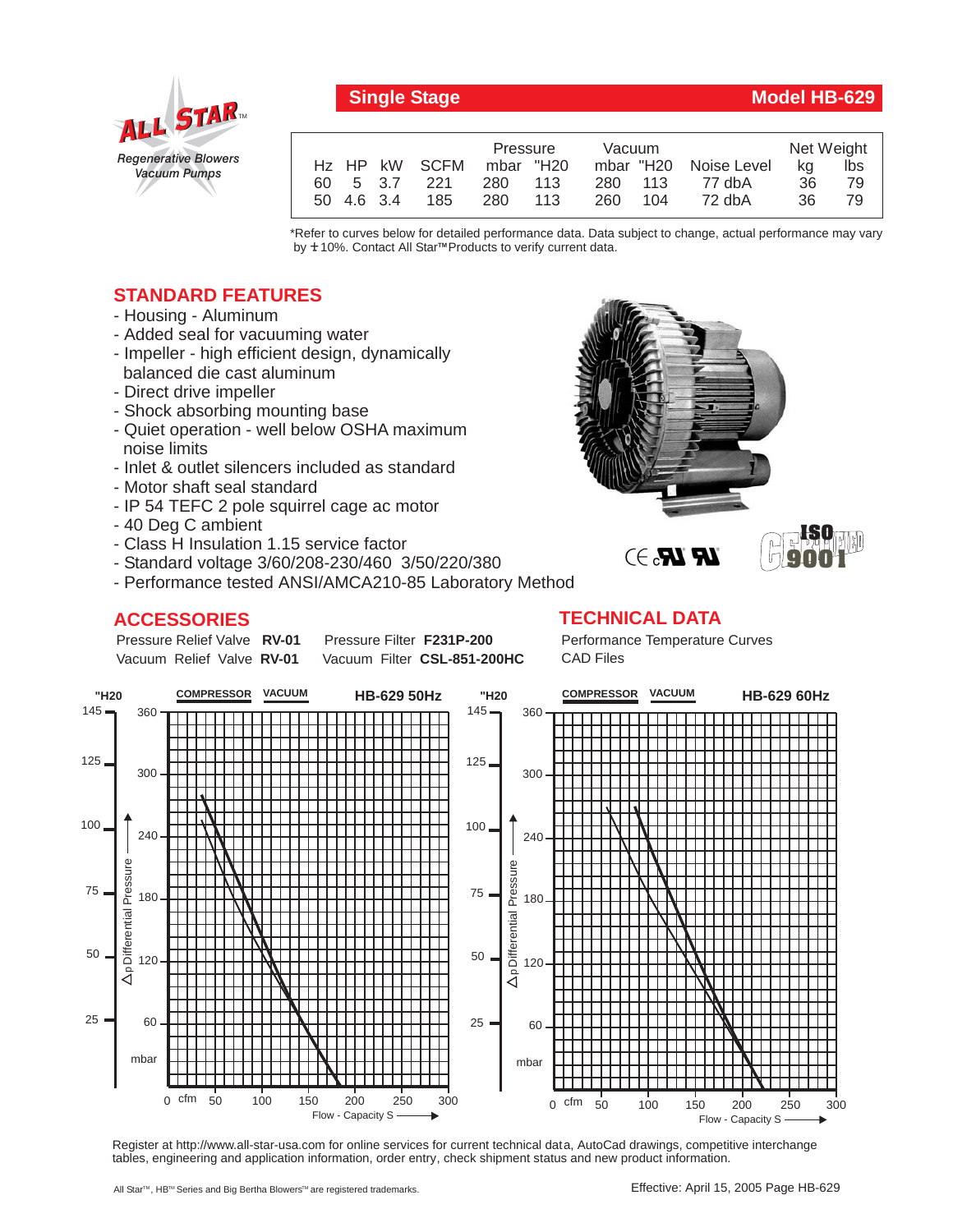**ALL STAR™**
*Regenerative Blowers*
*Vacuum Pumps*

## Single Stage — Model HB-629

| Hz | HP | kW | SCFM | Pressure mbar | Pressure "H20 | Vacuum mbar | Vacuum "H20 | Noise Level | Net Weight kg | Net Weight lbs |
|---|---|---|---|---|---|---|---|---|---|---|
| 60 | 5 | 3.7 | 221 | 280 | 113 | 280 | 113 | 77 dbA | 36 | 79 |
| 50 | 4.6 | 3.4 | 185 | 280 | 113 | 260 | 104 | 72 dbA | 36 | 79 |

*Refer to curves below for detailed performance data. Data subject to change, actual performance may vary by ± 10%. Contact All Star™ Products to verify current data.

## STANDARD FEATURES

- Housing - Aluminum
- Added seal for vacuuming water
- Impeller - high efficient design, dynamically balanced die cast aluminum
- Direct drive impeller
- Shock absorbing mounting base
- Quiet operation - well below OSHA maximum noise limits
- Inlet & outlet silencers included as standard
- Motor shaft seal standard
- IP 54 TEFC 2 pole squirrel cage ac motor
- 40 Deg C ambient
- Class H Insulation 1.15 service factor
- Standard voltage 3/60/208-230/460 3/50/220/380
- Performance tested ANSI/AMCA210-85 Laboratory Method

CE cURus — ISO 9001 CERTIFIED

## ACCESSORIES

Pressure Relief Valve **RV-01** — Pressure Filter **F231P-200**
Vacuum Relief Valve **RV-01** — Vacuum Filter **CSL-851-200HC**

## TECHNICAL DATA

Performance Temperature Curves
CAD Files

**HB-629 50Hz** — COMPRESSOR / VACUUM — Δp Differential Pressure ("H20: 25, 50, 75, 100, 125, 145; mbar: 60, 120, 180, 240, 300, 360) vs. Flow - Capacity S (cfm: 0, 50, 100, 150, 200, 250, 300)

**HB-629 60Hz** — COMPRESSOR / VACUUM — Δp Differential Pressure ("H20: 25, 50, 75, 100, 125, 145; mbar: 60, 120, 180, 240, 300, 360) vs. Flow - Capacity S (cfm: 0, 50, 100, 150, 200, 250, 300)

Register at http://www.all-star-usa.com for online services for current technical data, AutoCad drawings, competitive interchange tables, engineering and application information, order entry, check shipment status and new product information.

All Star™, HB™ Series and Big Bertha Blowers™ are registered trademarks.

Effective: April 15, 2005 Page HB-629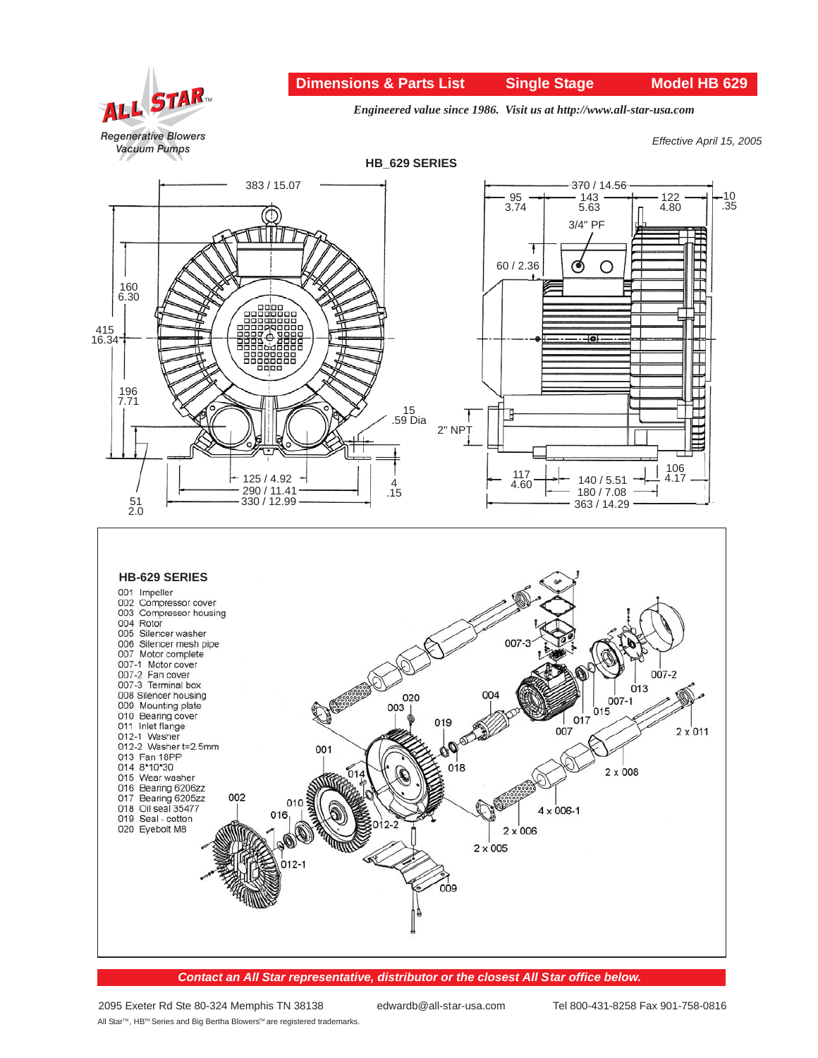ALL STAR™

Regenerative Blowers
Vacuum Pumps

## Dimensions & Parts List — Single Stage — Model HB 629

***Engineered value since 1986. Visit us at http://www.all-star-usa.com***

*Effective April 15, 2005*

### HB_629 SERIES

383 / 15.07
160
6.30
415
16.34
196
7.71
51
2.0
15
.59 Dia
125 / 4.92
290 / 11.41
330 / 12.99
4
.15

370 / 14.56
95
3.74
143
5.63
122
4.80
10
.35
3/4" PF
60 / 2.36
2" NPT
117
4.60
140 / 5.51
180 / 7.08
363 / 14.29
106
4.17

### HB-629 SERIES

001 Impeller
002 Compressor cover
003 Compressor housing
004 Rotor
005 Silencer washer
006 Silencer mesh pipe
007 Motor complete
007-1 Motor cover
007-2 Fan cover
007-3 Terminal box
008 Silencer housing
009 Mounting plate
010 Bearing cover
011 Inlet flange
012-1 Washer
012-2 Washer t=2.5mm
013 Fan 18PP
014 8*10*30
015 Wear washer
016 Bearing 6206zz
017 Bearing 6205zz
018 Oil seal 35477
019 Seal - cotton
020 Eyebolt M8

007-3
020
003
004
019
013
007-2
007-1
015
017
007
2 x 011
001
018
014
2 x 008
002
010
016
012-2
4 x 006-1
2 x 006
2 x 005
012-1
009

***Contact an All Star representative, distributor or the closest All Star office below.***

2095 Exeter Rd Ste 80-324 Memphis TN 38138 — edwardb@all-star-usa.com — Tel 800-431-8258 Fax 901-758-0816

All Star™, HB™ Series and Big Bertha Blowers™ are registered trademarks.